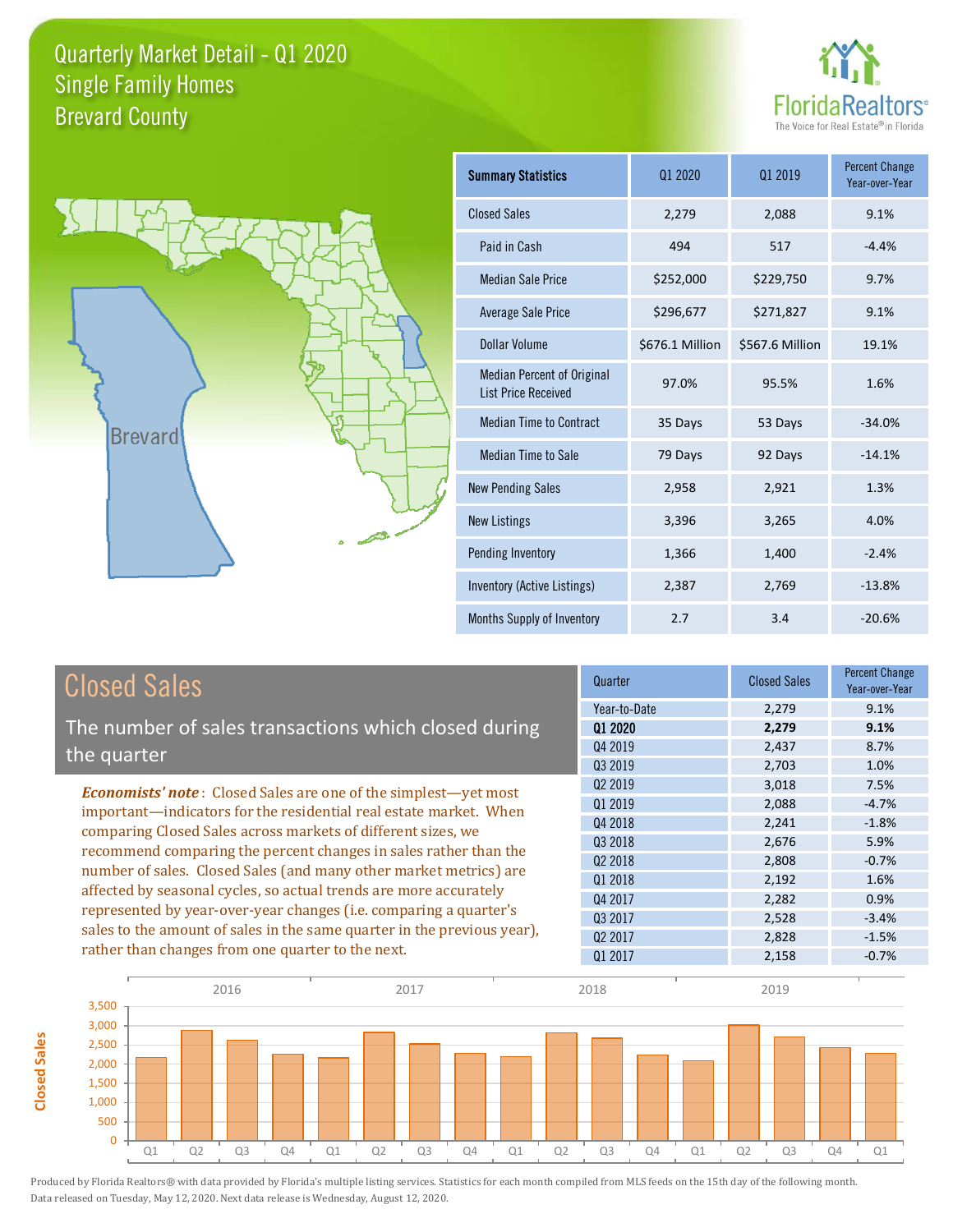# Quarterly Market Detail - Q1 2020
## Single Family Homes
## Brevard County

FloridaRealtors®
The Voice for Real Estate® in Florida

Brevard

| Summary Statistics | Q1 2020 | Q1 2019 | Percent Change Year-over-Year |
|---|---|---|---|
| Closed Sales | 2,279 | 2,088 | 9.1% |
| Paid in Cash | 494 | 517 | -4.4% |
| Median Sale Price | $252,000 | $229,750 | 9.7% |
| Average Sale Price | $296,677 | $271,827 | 9.1% |
| Dollar Volume | $676.1 Million | $567.6 Million | 19.1% |
| Median Percent of Original List Price Received | 97.0% | 95.5% | 1.6% |
| Median Time to Contract | 35 Days | 53 Days | -34.0% |
| Median Time to Sale | 79 Days | 92 Days | -14.1% |
| New Pending Sales | 2,958 | 2,921 | 1.3% |
| New Listings | 3,396 | 3,265 | 4.0% |
| Pending Inventory | 1,366 | 1,400 | -2.4% |
| Inventory (Active Listings) | 2,387 | 2,769 | -13.8% |
| Months Supply of Inventory | 2.7 | 3.4 | -20.6% |

## Closed Sales

The number of sales transactions which closed during the quarter

*Economists' note*: Closed Sales are one of the simplest—yet most important—indicators for the residential real estate market. When comparing Closed Sales across markets of different sizes, we recommend comparing the percent changes in sales rather than the number of sales. Closed Sales (and many other market metrics) are affected by seasonal cycles, so actual trends are more accurately represented by year-over-year changes (i.e. comparing a quarter's sales to the amount of sales in the same quarter in the previous year), rather than changes from one quarter to the next.

| Quarter | Closed Sales | Percent Change Year-over-Year |
|---|---|---|
| Year-to-Date | 2,279 | 9.1% |
| **Q1 2020** | **2,279** | **9.1%** |
| Q4 2019 | 2,437 | 8.7% |
| Q3 2019 | 2,703 | 1.0% |
| Q2 2019 | 3,018 | 7.5% |
| Q1 2019 | 2,088 | -4.7% |
| Q4 2018 | 2,241 | -1.8% |
| Q3 2018 | 2,676 | 5.9% |
| Q2 2018 | 2,808 | -0.7% |
| Q1 2018 | 2,192 | 1.6% |
| Q4 2017 | 2,282 | 0.9% |
| Q3 2017 | 2,528 | -3.4% |
| Q2 2017 | 2,828 | -1.5% |
| Q1 2017 | 2,158 | -0.7% |

Closed Sales

2016 2017 2018 2019

3,500
3,000
2,500
2,000
1,500
1,000
500
0

Q1 Q2 Q3 Q4 Q1 Q2 Q3 Q4 Q1 Q2 Q3 Q4 Q1 Q2 Q3 Q4 Q1

Produced by Florida Realtors® with data provided by Florida's multiple listing services. Statistics for each month compiled from MLS feeds on the 15th day of the following month. Data released on Tuesday, May 12, 2020. Next data release is Wednesday, August 12, 2020.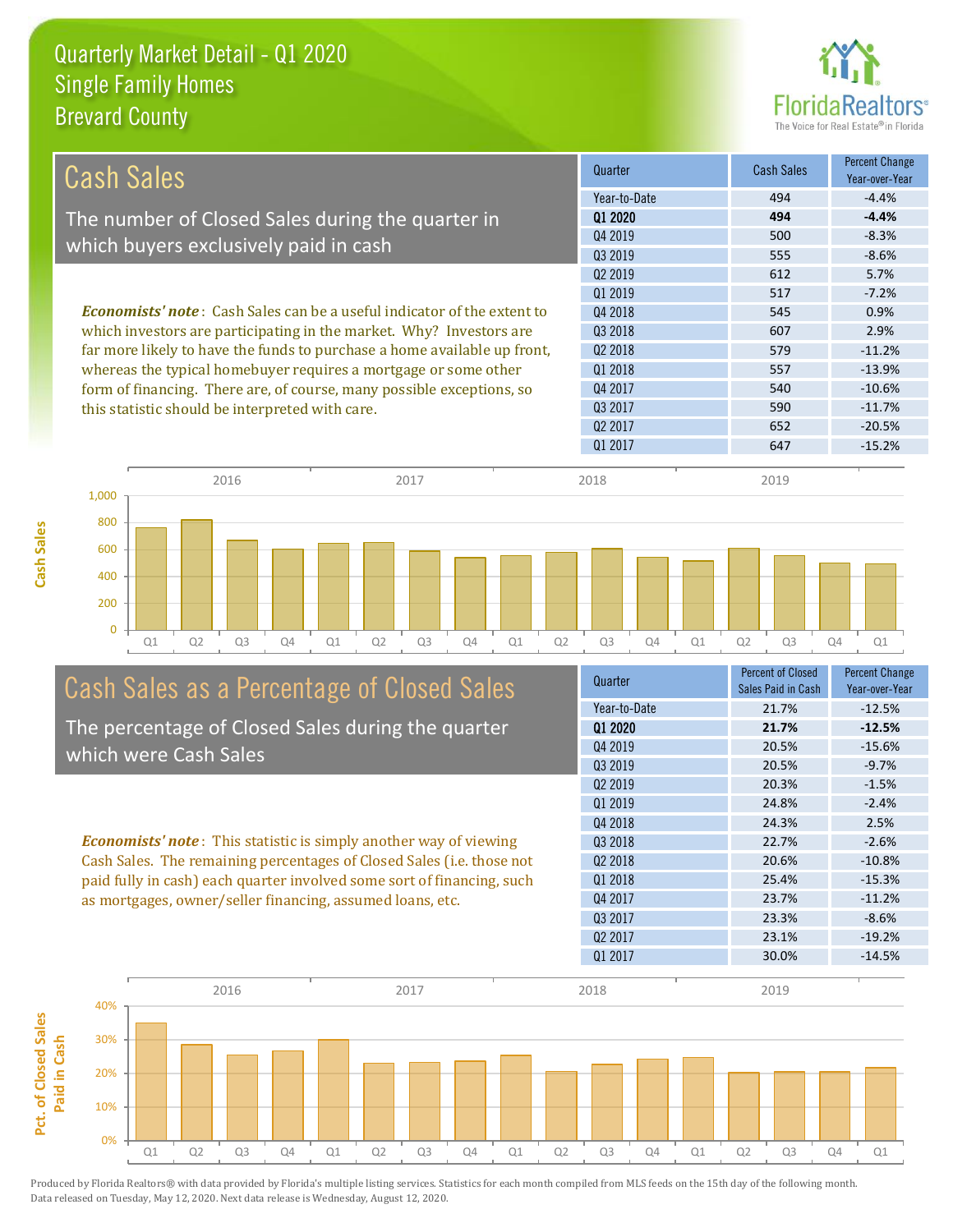Quarterly Market Detail - Q1 2020
Single Family Homes
Brevard County

## Cash Sales

The number of Closed Sales during the quarter in which buyers exclusively paid in cash

*Economists' note*: Cash Sales can be a useful indicator of the extent to which investors are participating in the market. Why? Investors are far more likely to have the funds to purchase a home available up front, whereas the typical homebuyer requires a mortgage or some other form of financing. There are, of course, many possible exceptions, so this statistic should be interpreted with care.

| Quarter | Cash Sales | Percent Change Year-over-Year |
|---|---|---|
| Year-to-Date | 494 | -4.4% |
| **Q1 2020** | **494** | **-4.4%** |
| Q4 2019 | 500 | -8.3% |
| Q3 2019 | 555 | -8.6% |
| Q2 2019 | 612 | 5.7% |
| Q1 2019 | 517 | -7.2% |
| Q4 2018 | 545 | 0.9% |
| Q3 2018 | 607 | 2.9% |
| Q2 2018 | 579 | -11.2% |
| Q1 2018 | 557 | -13.9% |
| Q4 2017 | 540 | -10.6% |
| Q3 2017 | 590 | -11.7% |
| Q2 2017 | 652 | -20.5% |
| Q1 2017 | 647 | -15.2% |

Cash Sales
1,000
800
600
400
200
0
2016 2017 2018 2019
Q1 Q2 Q3 Q4 Q1 Q2 Q3 Q4 Q1 Q2 Q3 Q4 Q1 Q2 Q3 Q4 Q1

## Cash Sales as a Percentage of Closed Sales

The percentage of Closed Sales during the quarter which were Cash Sales

*Economists' note*: This statistic is simply another way of viewing Cash Sales. The remaining percentages of Closed Sales (i.e. those not paid fully in cash) each quarter involved some sort of financing, such as mortgages, owner/seller financing, assumed loans, etc.

| Quarter | Percent of Closed Sales Paid in Cash | Percent Change Year-over-Year |
|---|---|---|
| Year-to-Date | 21.7% | -12.5% |
| **Q1 2020** | **21.7%** | **-12.5%** |
| Q4 2019 | 20.5% | -15.6% |
| Q3 2019 | 20.5% | -9.7% |
| Q2 2019 | 20.3% | -1.5% |
| Q1 2019 | 24.8% | -2.4% |
| Q4 2018 | 24.3% | 2.5% |
| Q3 2018 | 22.7% | -2.6% |
| Q2 2018 | 20.6% | -10.8% |
| Q1 2018 | 25.4% | -15.3% |
| Q4 2017 | 23.7% | -11.2% |
| Q3 2017 | 23.3% | -8.6% |
| Q2 2017 | 23.1% | -19.2% |
| Q1 2017 | 30.0% | -14.5% |

Pct. of Closed Sales Paid in Cash
40%
30%
20%
10%
0%
2016 2017 2018 2019
Q1 Q2 Q3 Q4 Q1 Q2 Q3 Q4 Q1 Q2 Q3 Q4 Q1 Q2 Q3 Q4 Q1

Produced by Florida Realtors® with data provided by Florida's multiple listing services. Statistics for each month compiled from MLS feeds on the 15th day of the following month. Data released on Tuesday, May 12, 2020. Next data release is Wednesday, August 12, 2020.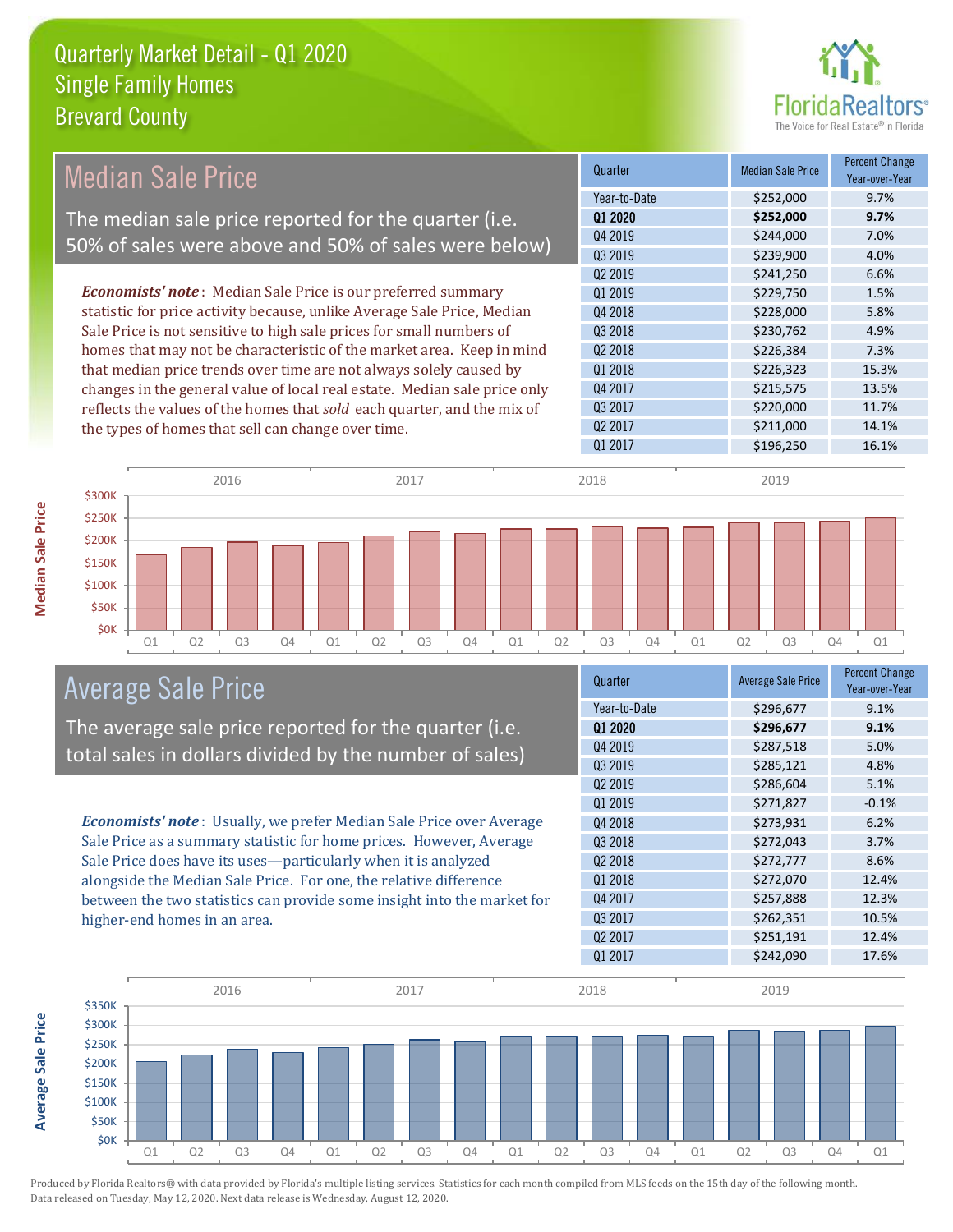# Quarterly Market Detail - Q1 2020
## Single Family Homes
## Brevard County

## Median Sale Price

The median sale price reported for the quarter (i.e. 50% of sales were above and 50% of sales were below)

***Economists' note***: Median Sale Price is our preferred summary statistic for price activity because, unlike Average Sale Price, Median Sale Price is not sensitive to high sale prices for small numbers of homes that may not be characteristic of the market area. Keep in mind that median price trends over time are not always solely caused by changes in the general value of local real estate. Median sale price only reflects the values of the homes that *sold* each quarter, and the mix of the types of homes that sell can change over time.

| Quarter | Median Sale Price | Percent Change Year-over-Year |
|---|---|---|
| Year-to-Date | $252,000 | 9.7% |
| **Q1 2020** | **$252,000** | **9.7%** |
| Q4 2019 | $244,000 | 7.0% |
| Q3 2019 | $239,900 | 4.0% |
| Q2 2019 | $241,250 | 6.6% |
| Q1 2019 | $229,750 | 1.5% |
| Q4 2018 | $228,000 | 5.8% |
| Q3 2018 | $230,762 | 4.9% |
| Q2 2018 | $226,384 | 7.3% |
| Q1 2018 | $226,323 | 15.3% |
| Q4 2017 | $215,575 | 13.5% |
| Q3 2017 | $220,000 | 11.7% |
| Q2 2017 | $211,000 | 14.1% |
| Q1 2017 | $196,250 | 16.1% |

Median Sale Price

2016 2017 2018 2019

$300K $250K $200K $150K $100K $50K $0K

Q1 Q2 Q3 Q4 Q1 Q2 Q3 Q4 Q1 Q2 Q3 Q4 Q1 Q2 Q3 Q4 Q1

## Average Sale Price

The average sale price reported for the quarter (i.e. total sales in dollars divided by the number of sales)

***Economists' note***: Usually, we prefer Median Sale Price over Average Sale Price as a summary statistic for home prices. However, Average Sale Price does have its uses—particularly when it is analyzed alongside the Median Sale Price. For one, the relative difference between the two statistics can provide some insight into the market for higher-end homes in an area.

| Quarter | Average Sale Price | Percent Change Year-over-Year |
|---|---|---|
| Year-to-Date | $296,677 | 9.1% |
| **Q1 2020** | **$296,677** | **9.1%** |
| Q4 2019 | $287,518 | 5.0% |
| Q3 2019 | $285,121 | 4.8% |
| Q2 2019 | $286,604 | 5.1% |
| Q1 2019 | $271,827 | -0.1% |
| Q4 2018 | $273,931 | 6.2% |
| Q3 2018 | $272,043 | 3.7% |
| Q2 2018 | $272,777 | 8.6% |
| Q1 2018 | $272,070 | 12.4% |
| Q4 2017 | $257,888 | 12.3% |
| Q3 2017 | $262,351 | 10.5% |
| Q2 2017 | $251,191 | 12.4% |
| Q1 2017 | $242,090 | 17.6% |

Average Sale Price

2016 2017 2018 2019

$350K $300K $250K $200K $150K $100K $50K $0K

Q1 Q2 Q3 Q4 Q1 Q2 Q3 Q4 Q1 Q2 Q3 Q4 Q1 Q2 Q3 Q4 Q1

Produced by Florida Realtors® with data provided by Florida's multiple listing services. Statistics for each month compiled from MLS feeds on the 15th day of the following month. Data released on Tuesday, May 12, 2020. Next data release is Wednesday, August 12, 2020.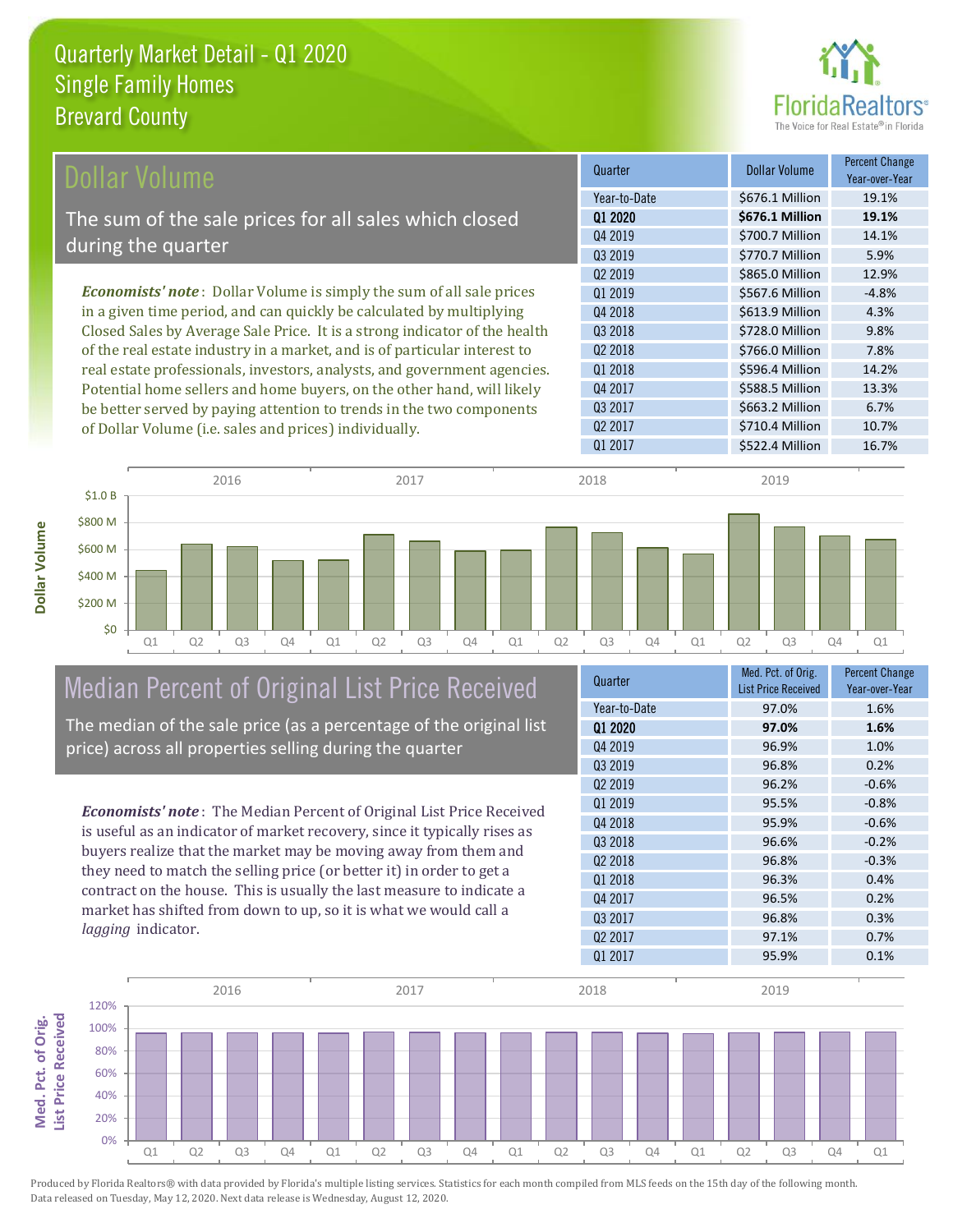# Quarterly Market Detail - Q1 2020
## Single Family Homes
## Brevard County

FloridaRealtors®
The Voice for Real Estate® in Florida

## Dollar Volume

The sum of the sale prices for all sales which closed during the quarter

*Economists' note*: Dollar Volume is simply the sum of all sale prices in a given time period, and can quickly be calculated by multiplying Closed Sales by Average Sale Price. It is a strong indicator of the health of the real estate industry in a market, and is of particular interest to real estate professionals, investors, analysts, and government agencies. Potential home sellers and home buyers, on the other hand, will likely be better served by paying attention to trends in the two components of Dollar Volume (i.e. sales and prices) individually.

| Quarter | Dollar Volume | Percent Change Year-over-Year |
|---|---|---|
| Year-to-Date | $676.1 Million | 19.1% |
| **Q1 2020** | **$676.1 Million** | **19.1%** |
| Q4 2019 | $700.7 Million | 14.1% |
| Q3 2019 | $770.7 Million | 5.9% |
| Q2 2019 | $865.0 Million | 12.9% |
| Q1 2019 | $567.6 Million | -4.8% |
| Q4 2018 | $613.9 Million | 4.3% |
| Q3 2018 | $728.0 Million | 9.8% |
| Q2 2018 | $766.0 Million | 7.8% |
| Q1 2018 | $596.4 Million | 14.2% |
| Q4 2017 | $588.5 Million | 13.3% |
| Q3 2017 | $663.2 Million | 6.7% |
| Q2 2017 | $710.4 Million | 10.7% |
| Q1 2017 | $522.4 Million | 16.7% |

Dollar Volume
$1.0 B
$800 M
$600 M
$400 M
$200 M
$0
2016 2017 2018 2019
Q1 Q2 Q3 Q4 Q1 Q2 Q3 Q4 Q1 Q2 Q3 Q4 Q1 Q2 Q3 Q4 Q1

## Median Percent of Original List Price Received

The median of the sale price (as a percentage of the original list price) across all properties selling during the quarter

*Economists' note*: The Median Percent of Original List Price Received is useful as an indicator of market recovery, since it typically rises as buyers realize that the market may be moving away from them and they need to match the selling price (or better it) in order to get a contract on the house. This is usually the last measure to indicate a market has shifted from down to up, so it is what we would call a *lagging* indicator.

| Quarter | Med. Pct. of Orig. List Price Received | Percent Change Year-over-Year |
|---|---|---|
| Year-to-Date | 97.0% | 1.6% |
| **Q1 2020** | **97.0%** | **1.6%** |
| Q4 2019 | 96.9% | 1.0% |
| Q3 2019 | 96.8% | 0.2% |
| Q2 2019 | 96.2% | -0.6% |
| Q1 2019 | 95.5% | -0.8% |
| Q4 2018 | 95.9% | -0.6% |
| Q3 2018 | 96.6% | -0.2% |
| Q2 2018 | 96.8% | -0.3% |
| Q1 2018 | 96.3% | 0.4% |
| Q4 2017 | 96.5% | 0.2% |
| Q3 2017 | 96.8% | 0.3% |
| Q2 2017 | 97.1% | 0.7% |
| Q1 2017 | 95.9% | 0.1% |

Med. Pct. of Orig. List Price Received
120%
100%
80%
60%
40%
20%
0%
2016 2017 2018 2019
Q1 Q2 Q3 Q4 Q1 Q2 Q3 Q4 Q1 Q2 Q3 Q4 Q1 Q2 Q3 Q4 Q1

Produced by Florida Realtors® with data provided by Florida's multiple listing services. Statistics for each month compiled from MLS feeds on the 15th day of the following month. Data released on Tuesday, May 12, 2020. Next data release is Wednesday, August 12, 2020.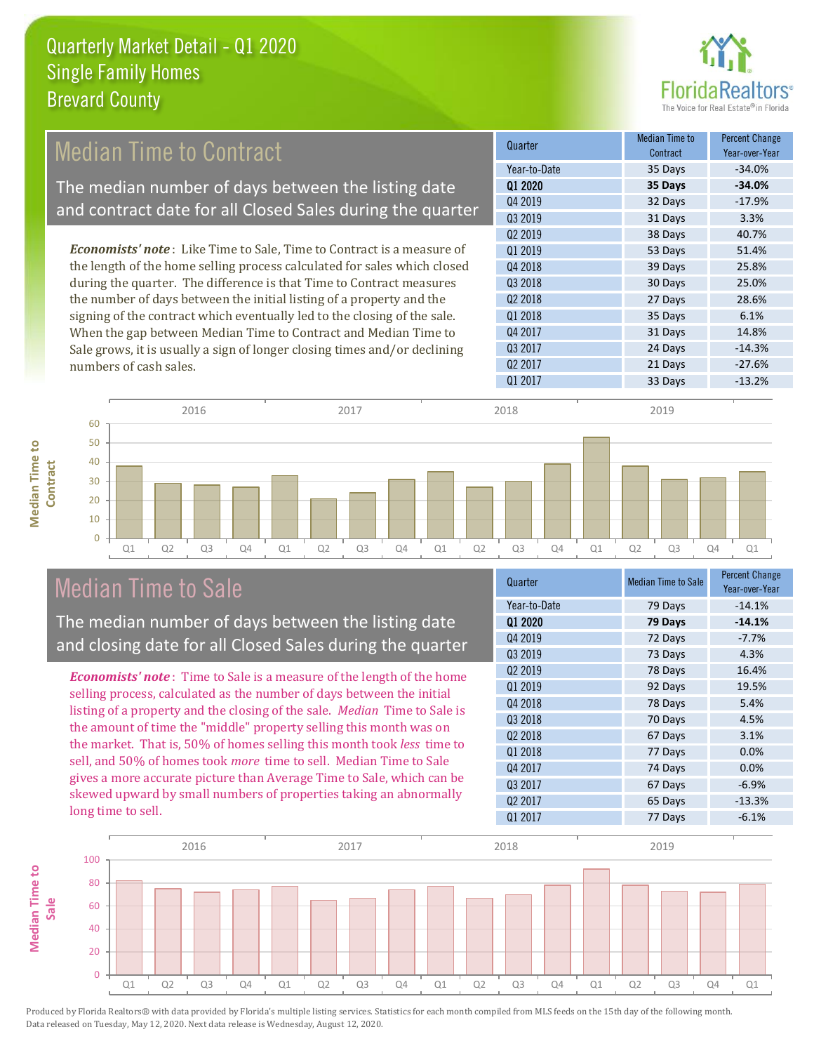# Quarterly Market Detail - Q1 2020
## Single Family Homes
## Brevard County

## Median Time to Contract

The median number of days between the listing date and contract date for all Closed Sales during the quarter

*Economists' note*: Like Time to Sale, Time to Contract is a measure of the length of the home selling process calculated for sales which closed during the quarter. The difference is that Time to Contract measures the number of days between the initial listing of a property and the signing of the contract which eventually led to the closing of the sale. When the gap between Median Time to Contract and Median Time to Sale grows, it is usually a sign of longer closing times and/or declining numbers of cash sales.

| Quarter | Median Time to Contract | Percent Change Year-over-Year |
|---|---|---|
| Year-to-Date | 35 Days | -34.0% |
| **Q1 2020** | **35 Days** | **-34.0%** |
| Q4 2019 | 32 Days | -17.9% |
| Q3 2019 | 31 Days | 3.3% |
| Q2 2019 | 38 Days | 40.7% |
| Q1 2019 | 53 Days | 51.4% |
| Q4 2018 | 39 Days | 25.8% |
| Q3 2018 | 30 Days | 25.0% |
| Q2 2018 | 27 Days | 28.6% |
| Q1 2018 | 35 Days | 6.1% |
| Q4 2017 | 31 Days | 14.8% |
| Q3 2017 | 24 Days | -14.3% |
| Q2 2017 | 21 Days | -27.6% |
| Q1 2017 | 33 Days | -13.2% |

Median Time to Contract

2016 2017 2018 2019

0 10 20 30 40 50 60

Q1 Q2 Q3 Q4 Q1 Q2 Q3 Q4 Q1 Q2 Q3 Q4 Q1 Q2 Q3 Q4 Q1

## Median Time to Sale

The median number of days between the listing date and closing date for all Closed Sales during the quarter

*Economists' note*: Time to Sale is a measure of the length of the home selling process, calculated as the number of days between the initial listing of a property and the closing of the sale. *Median* Time to Sale is the amount of time the "middle" property selling this month was on the market. That is, 50% of homes selling this month took *less* time to sell, and 50% of homes took *more* time to sell. Median Time to Sale gives a more accurate picture than Average Time to Sale, which can be skewed upward by small numbers of properties taking an abnormally long time to sell.

| Quarter | Median Time to Sale | Percent Change Year-over-Year |
|---|---|---|
| Year-to-Date | 79 Days | -14.1% |
| **Q1 2020** | **79 Days** | **-14.1%** |
| Q4 2019 | 72 Days | -7.7% |
| Q3 2019 | 73 Days | 4.3% |
| Q2 2019 | 78 Days | 16.4% |
| Q1 2019 | 92 Days | 19.5% |
| Q4 2018 | 78 Days | 5.4% |
| Q3 2018 | 70 Days | 4.5% |
| Q2 2018 | 67 Days | 3.1% |
| Q1 2018 | 77 Days | 0.0% |
| Q4 2017 | 74 Days | 0.0% |
| Q3 2017 | 67 Days | -6.9% |
| Q2 2017 | 65 Days | -13.3% |
| Q1 2017 | 77 Days | -6.1% |

Median Time to Sale

2016 2017 2018 2019

0 20 40 60 80 100

Q1 Q2 Q3 Q4 Q1 Q2 Q3 Q4 Q1 Q2 Q3 Q4 Q1 Q2 Q3 Q4 Q1

Produced by Florida Realtors® with data provided by Florida's multiple listing services. Statistics for each month compiled from MLS feeds on the 15th day of the following month. Data released on Tuesday, May 12, 2020. Next data release is Wednesday, August 12, 2020.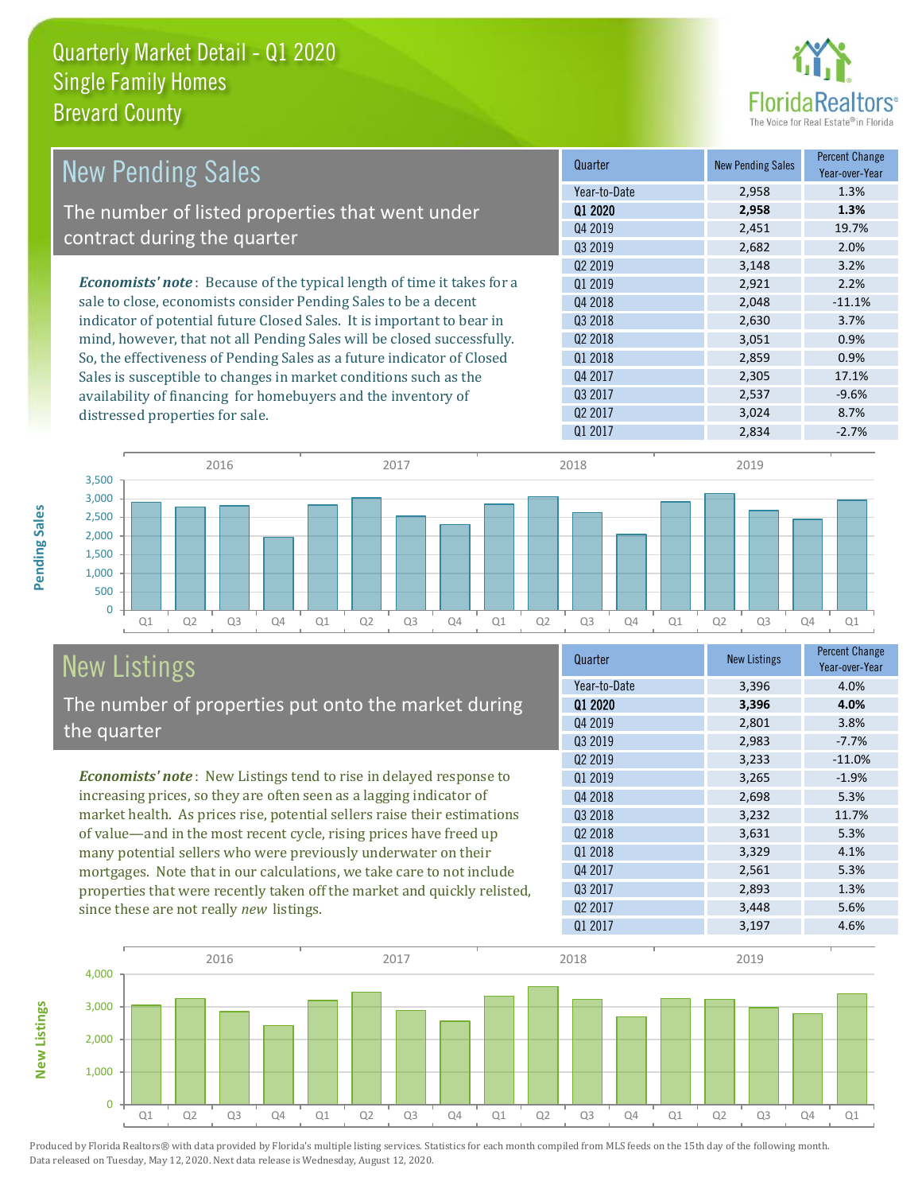# Quarterly Market Detail - Q1 2020
## Single Family Homes
## Brevard County

FloridaRealtors
The Voice for Real Estate® in Florida

## New Pending Sales

The number of listed properties that went under contract during the quarter

*Economists' note*: Because of the typical length of time it takes for a sale to close, economists consider Pending Sales to be a decent indicator of potential future Closed Sales. It is important to bear in mind, however, that not all Pending Sales will be closed successfully. So, the effectiveness of Pending Sales as a future indicator of Closed Sales is susceptible to changes in market conditions such as the availability of financing for homebuyers and the inventory of distressed properties for sale.

| Quarter | New Pending Sales | Percent Change Year-over-Year |
|---|---|---|
| Year-to-Date | 2,958 | 1.3% |
| **Q1 2020** | **2,958** | **1.3%** |
| Q4 2019 | 2,451 | 19.7% |
| Q3 2019 | 2,682 | 2.0% |
| Q2 2019 | 3,148 | 3.2% |
| Q1 2019 | 2,921 | 2.2% |
| Q4 2018 | 2,048 | -11.1% |
| Q3 2018 | 2,630 | 3.7% |
| Q2 2018 | 3,051 | 0.9% |
| Q1 2018 | 2,859 | 0.9% |
| Q4 2017 | 2,305 | 17.1% |
| Q3 2017 | 2,537 | -9.6% |
| Q2 2017 | 3,024 | 8.7% |
| Q1 2017 | 2,834 | -2.7% |

Pending Sales
3,500
3,000
2,500
2,000
1,500
1,000
500
0
2016 2017 2018 2019
Q1 Q2 Q3 Q4 Q1 Q2 Q3 Q4 Q1 Q2 Q3 Q4 Q1 Q2 Q3 Q4 Q1

## New Listings

The number of properties put onto the market during the quarter

*Economists' note*: New Listings tend to rise in delayed response to increasing prices, so they are often seen as a lagging indicator of market health. As prices rise, potential sellers raise their estimations of value—and in the most recent cycle, rising prices have freed up many potential sellers who were previously underwater on their mortgages. Note that in our calculations, we take care to not include properties that were recently taken off the market and quickly relisted, since these are not really *new* listings.

| Quarter | New Listings | Percent Change Year-over-Year |
|---|---|---|
| Year-to-Date | 3,396 | 4.0% |
| **Q1 2020** | **3,396** | **4.0%** |
| Q4 2019 | 2,801 | 3.8% |
| Q3 2019 | 2,983 | -7.7% |
| Q2 2019 | 3,233 | -11.0% |
| Q1 2019 | 3,265 | -1.9% |
| Q4 2018 | 2,698 | 5.3% |
| Q3 2018 | 3,232 | 11.7% |
| Q2 2018 | 3,631 | 5.3% |
| Q1 2018 | 3,329 | 4.1% |
| Q4 2017 | 2,561 | 5.3% |
| Q3 2017 | 2,893 | 1.3% |
| Q2 2017 | 3,448 | 5.6% |
| Q1 2017 | 3,197 | 4.6% |

New Listings
4,000
3,000
2,000
1,000
0
2016 2017 2018 2019
Q1 Q2 Q3 Q4 Q1 Q2 Q3 Q4 Q1 Q2 Q3 Q4 Q1 Q2 Q3 Q4 Q1

Produced by Florida Realtors® with data provided by Florida's multiple listing services. Statistics for each month compiled from MLS feeds on the 15th day of the following month. Data released on Tuesday, May 12, 2020. Next data release is Wednesday, August 12, 2020.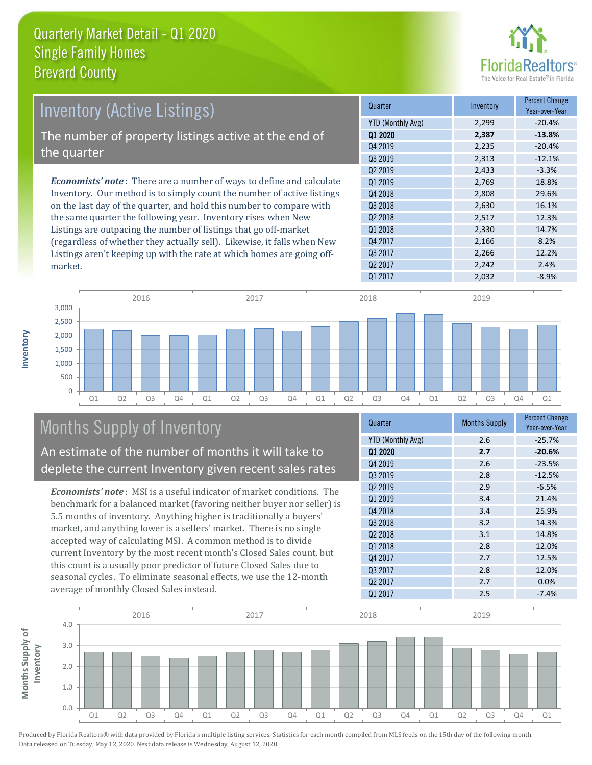# Quarterly Market Detail - Q1 2020
## Single Family Homes
## Brevard County

## Inventory (Active Listings)

The number of property listings active at the end of the quarter

*Economists' note*: There are a number of ways to define and calculate Inventory. Our method is to simply count the number of active listings on the last day of the quarter, and hold this number to compare with the same quarter the following year. Inventory rises when New Listings are outpacing the number of listings that go off-market (regardless of whether they actually sell). Likewise, it falls when New Listings aren't keeping up with the rate at which homes are going off-market.

| Quarter | Inventory | Percent Change Year-over-Year |
|---|---|---|
| YTD (Monthly Avg) | 2,299 | -20.4% |
| **Q1 2020** | **2,387** | **-13.8%** |
| Q4 2019 | 2,235 | -20.4% |
| Q3 2019 | 2,313 | -12.1% |
| Q2 2019 | 2,433 | -3.3% |
| Q1 2019 | 2,769 | 18.8% |
| Q4 2018 | 2,808 | 29.6% |
| Q3 2018 | 2,630 | 16.1% |
| Q2 2018 | 2,517 | 12.3% |
| Q1 2018 | 2,330 | 14.7% |
| Q4 2017 | 2,166 | 8.2% |
| Q3 2017 | 2,266 | 12.2% |
| Q2 2017 | 2,242 | 2.4% |
| Q1 2017 | 2,032 | -8.9% |

Inventory

2016 2017 2018 2019

3,000
2,500
2,000
1,500
1,000
500
0

Q1 Q2 Q3 Q4 Q1 Q2 Q3 Q4 Q1 Q2 Q3 Q4 Q1 Q2 Q3 Q4 Q1

## Months Supply of Inventory

An estimate of the number of months it will take to deplete the current Inventory given recent sales rates

*Economists' note*: MSI is a useful indicator of market conditions. The benchmark for a balanced market (favoring neither buyer nor seller) is 5.5 months of inventory. Anything higher is traditionally a buyers' market, and anything lower is a sellers' market. There is no single accepted way of calculating MSI. A common method is to divide current Inventory by the most recent month's Closed Sales count, but this count is a usually poor predictor of future Closed Sales due to seasonal cycles. To eliminate seasonal effects, we use the 12-month average of monthly Closed Sales instead.

| Quarter | Months Supply | Percent Change Year-over-Year |
|---|---|---|
| YTD (Monthly Avg) | 2.6 | -25.7% |
| **Q1 2020** | **2.7** | **-20.6%** |
| Q4 2019 | 2.6 | -23.5% |
| Q3 2019 | 2.8 | -12.5% |
| Q2 2019 | 2.9 | -6.5% |
| Q1 2019 | 3.4 | 21.4% |
| Q4 2018 | 3.4 | 25.9% |
| Q3 2018 | 3.2 | 14.3% |
| Q2 2018 | 3.1 | 14.8% |
| Q1 2018 | 2.8 | 12.0% |
| Q4 2017 | 2.7 | 12.5% |
| Q3 2017 | 2.8 | 12.0% |
| Q2 2017 | 2.7 | 0.0% |
| Q1 2017 | 2.5 | -7.4% |

Months Supply of Inventory

2016 2017 2018 2019

4.0
3.0
2.0
1.0
0.0

Q1 Q2 Q3 Q4 Q1 Q2 Q3 Q4 Q1 Q2 Q3 Q4 Q1 Q2 Q3 Q4 Q1

Produced by Florida Realtors® with data provided by Florida's multiple listing services. Statistics for each month compiled from MLS feeds on the 15th day of the following month. Data released on Tuesday, May 12, 2020. Next data release is Wednesday, August 12, 2020.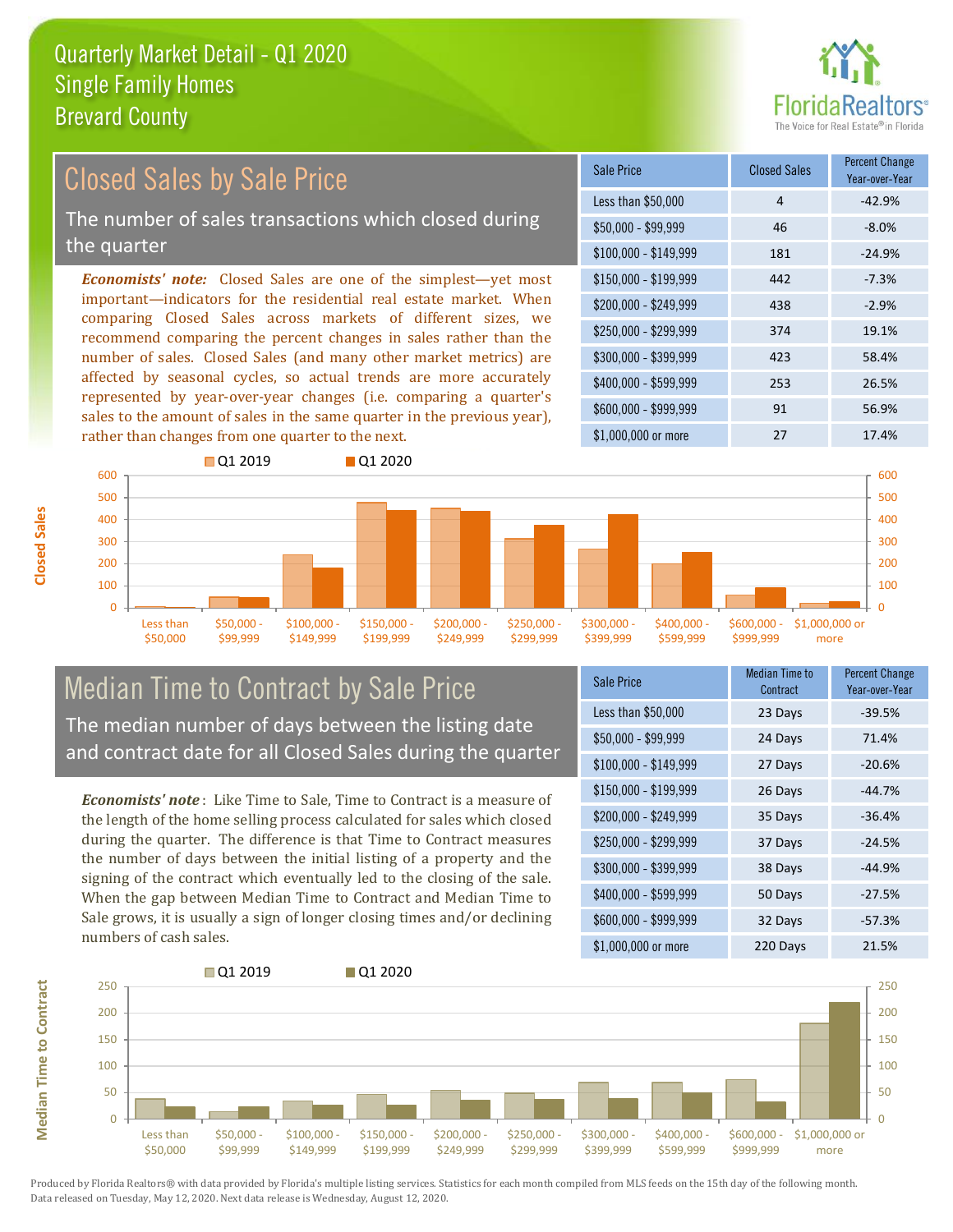# Quarterly Market Detail - Q1 2020
## Single Family Homes
## Brevard County

## Closed Sales by Sale Price

The number of sales transactions which closed during the quarter

*Economists' note:* Closed Sales are one of the simplest—yet most important—indicators for the residential real estate market. When comparing Closed Sales across markets of different sizes, we recommend comparing the percent changes in sales rather than the number of sales. Closed Sales (and many other market metrics) are affected by seasonal cycles, so actual trends are more accurately represented by year-over-year changes (i.e. comparing a quarter's sales to the amount of sales in the same quarter in the previous year), rather than changes from one quarter to the next.

| Sale Price | Closed Sales | Percent Change Year-over-Year |
|---|---|---|
| Less than $50,000 | 4 | -42.9% |
| $50,000 - $99,999 | 46 | -8.0% |
| $100,000 - $149,999 | 181 | -24.9% |
| $150,000 - $199,999 | 442 | -7.3% |
| $200,000 - $249,999 | 438 | -2.9% |
| $250,000 - $299,999 | 374 | 19.1% |
| $300,000 - $399,999 | 423 | 58.4% |
| $400,000 - $599,999 | 253 | 26.5% |
| $600,000 - $999,999 | 91 | 56.9% |
| $1,000,000 or more | 27 | 17.4% |

Q1 2019 Q1 2020

Closed Sales

0 100 200 300 400 500 600

Less than $50,000 | $50,000 - $99,999 | $100,000 - $149,999 | $150,000 - $199,999 | $200,000 - $249,999 | $250,000 - $299,999 | $300,000 - $399,999 | $400,000 - $599,999 | $600,000 - $999,999 | $1,000,000 or more

## Median Time to Contract by Sale Price

The median number of days between the listing date and contract date for all Closed Sales during the quarter

*Economists' note*: Like Time to Sale, Time to Contract is a measure of the length of the home selling process calculated for sales which closed during the quarter. The difference is that Time to Contract measures the number of days between the initial listing of a property and the signing of the contract which eventually led to the closing of the sale. When the gap between Median Time to Contract and Median Time to Sale grows, it is usually a sign of longer closing times and/or declining numbers of cash sales.

| Sale Price | Median Time to Contract | Percent Change Year-over-Year |
|---|---|---|
| Less than $50,000 | 23 Days | -39.5% |
| $50,000 - $99,999 | 24 Days | 71.4% |
| $100,000 - $149,999 | 27 Days | -20.6% |
| $150,000 - $199,999 | 26 Days | -44.7% |
| $200,000 - $249,999 | 35 Days | -36.4% |
| $250,000 - $299,999 | 37 Days | -24.5% |
| $300,000 - $399,999 | 38 Days | -44.9% |
| $400,000 - $599,999 | 50 Days | -27.5% |
| $600,000 - $999,999 | 32 Days | -57.3% |
| $1,000,000 or more | 220 Days | 21.5% |

Q1 2019 Q1 2020

Median Time to Contract

0 50 100 150 200 250

Less than $50,000 | $50,000 - $99,999 | $100,000 - $149,999 | $150,000 - $199,999 | $200,000 - $249,999 | $250,000 - $299,999 | $300,000 - $399,999 | $400,000 - $599,999 | $600,000 - $999,999 | $1,000,000 or more

Produced by Florida Realtors® with data provided by Florida's multiple listing services. Statistics for each month compiled from MLS feeds on the 15th day of the following month. Data released on Tuesday, May 12, 2020. Next data release is Wednesday, August 12, 2020.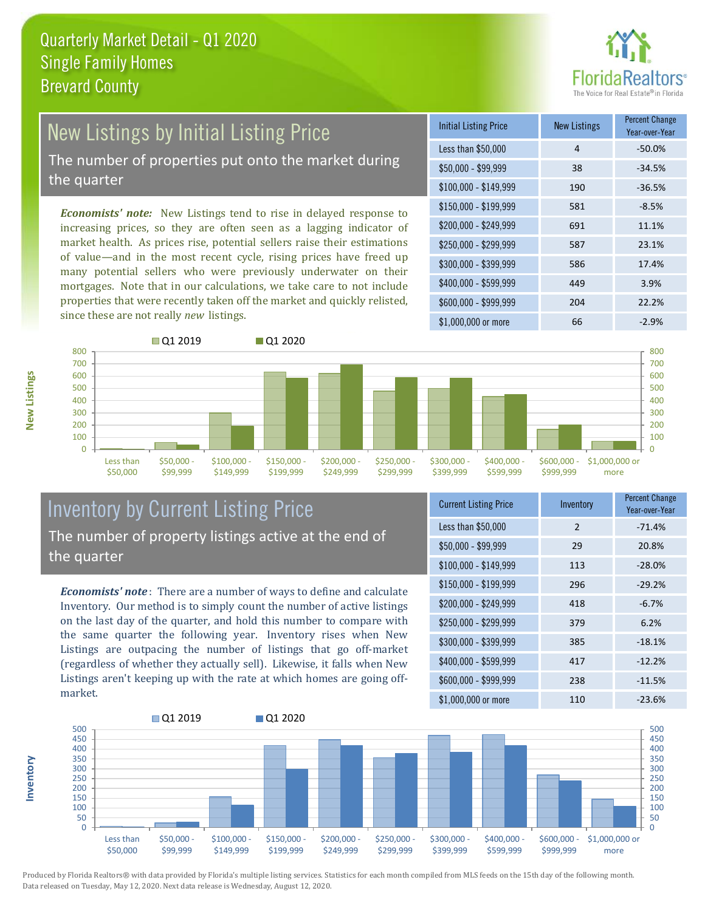# Quarterly Market Detail - Q1 2020
## Single Family Homes
## Brevard County

## New Listings by Initial Listing Price

The number of properties put onto the market during the quarter

***Economists' note:*** New Listings tend to rise in delayed response to increasing prices, so they are often seen as a lagging indicator of market health. As prices rise, potential sellers raise their estimations of value—and in the most recent cycle, rising prices have freed up many potential sellers who were previously underwater on their mortgages. Note that in our calculations, we take care to not include properties that were recently taken off the market and quickly relisted, since these are not really *new* listings.

| Initial Listing Price | New Listings | Percent Change Year-over-Year |
|---|---|---|
| Less than $50,000 | 4 | -50.0% |
| $50,000 - $99,999 | 38 | -34.5% |
| $100,000 - $149,999 | 190 | -36.5% |
| $150,000 - $199,999 | 581 | -8.5% |
| $200,000 - $249,999 | 691 | 11.1% |
| $250,000 - $299,999 | 587 | 23.1% |
| $300,000 - $399,999 | 586 | 17.4% |
| $400,000 - $599,999 | 449 | 3.9% |
| $600,000 - $999,999 | 204 | 22.2% |
| $1,000,000 or more | 66 | -2.9% |

## Inventory by Current Listing Price

The number of property listings active at the end of the quarter

***Economists' note*:** There are a number of ways to define and calculate Inventory. Our method is to simply count the number of active listings on the last day of the quarter, and hold this number to compare with the same quarter the following year. Inventory rises when New Listings are outpacing the number of listings that go off-market (regardless of whether they actually sell). Likewise, it falls when New Listings aren't keeping up with the rate at which homes are going off-market.

| Current Listing Price | Inventory | Percent Change Year-over-Year |
|---|---|---|
| Less than $50,000 | 2 | -71.4% |
| $50,000 - $99,999 | 29 | 20.8% |
| $100,000 - $149,999 | 113 | -28.0% |
| $150,000 - $199,999 | 296 | -29.2% |
| $200,000 - $249,999 | 418 | -6.7% |
| $250,000 - $299,999 | 379 | 6.2% |
| $300,000 - $399,999 | 385 | -18.1% |
| $400,000 - $599,999 | 417 | -12.2% |
| $600,000 - $999,999 | 238 | -11.5% |
| $1,000,000 or more | 110 | -23.6% |

Produced by Florida Realtors® with data provided by Florida's multiple listing services. Statistics for each month compiled from MLS feeds on the 15th day of the following month. Data released on Tuesday, May 12, 2020. Next data release is Wednesday, August 12, 2020.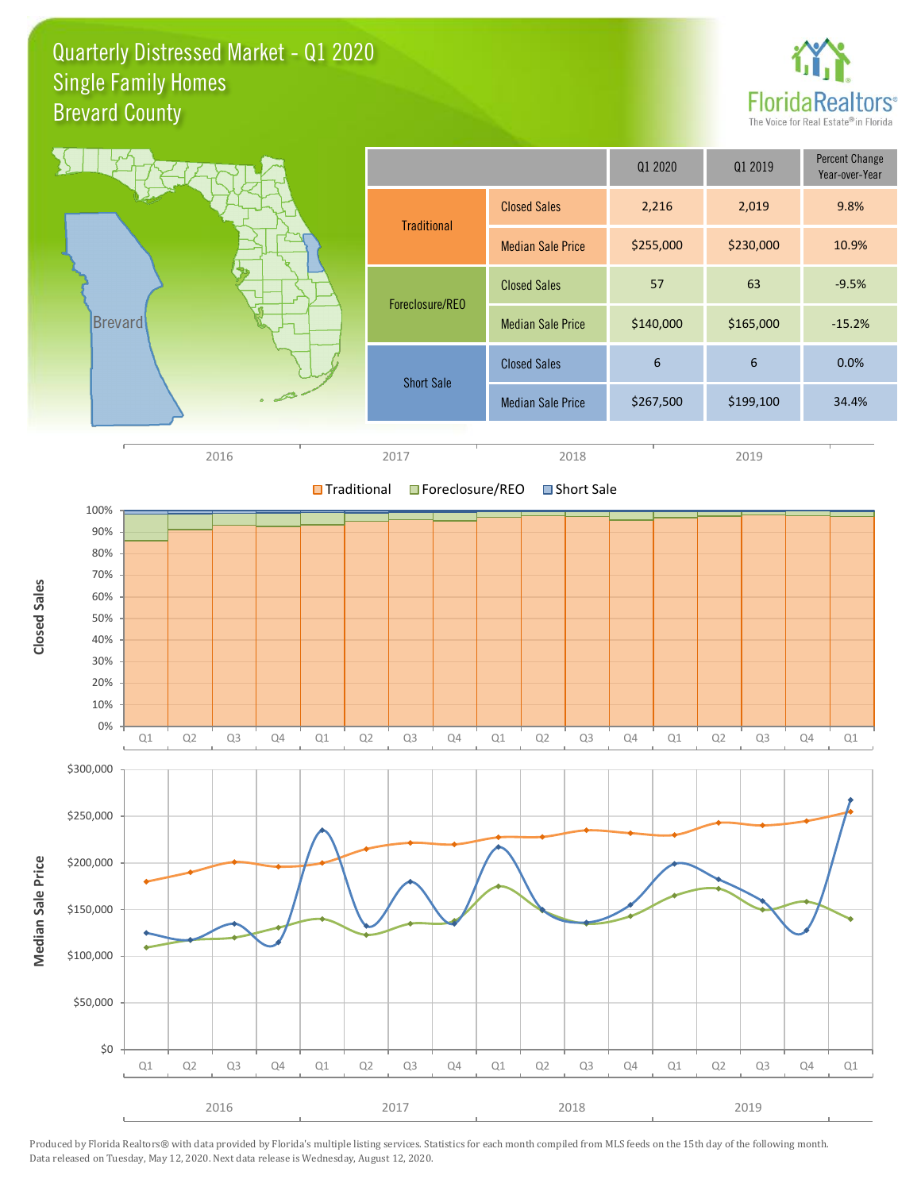# Quarterly Distressed Market - Q1 2020
## Single Family Homes
## Brevard County

FloridaRealtors®
The Voice for Real Estate® in Florida

Brevard

| | | Q1 2020 | Q1 2019 | Percent Change Year-over-Year |
|---|---|---|---|---|
| Traditional | Closed Sales | 2,216 | 2,019 | 9.8% |
| | Median Sale Price | $255,000 | $230,000 | 10.9% |
| Foreclosure/REO | Closed Sales | 57 | 63 | -9.5% |
| | Median Sale Price | $140,000 | $165,000 | -15.2% |
| Short Sale | Closed Sales | 6 | 6 | 0.0% |
| | Median Sale Price | $267,500 | $199,100 | 34.4% |

2016 2017 2018 2019

Traditional Foreclosure/REO Short Sale

Closed Sales

100% 90% 80% 70% 60% 50% 40% 30% 20% 10% 0%

Q1 Q2 Q3 Q4 Q1 Q2 Q3 Q4 Q1 Q2 Q3 Q4 Q1 Q2 Q3 Q4 Q1

Median Sale Price

$300,000 $250,000 $200,000 $150,000 $100,000 $50,000 $0

Q1 Q2 Q3 Q4 Q1 Q2 Q3 Q4 Q1 Q2 Q3 Q4 Q1 Q2 Q3 Q4 Q1

2016 2017 2018 2019

Produced by Florida Realtors® with data provided by Florida's multiple listing services. Statistics for each month compiled from MLS feeds on the 15th day of the following month. Data released on Tuesday, May 12, 2020. Next data release is Wednesday, August 12, 2020.